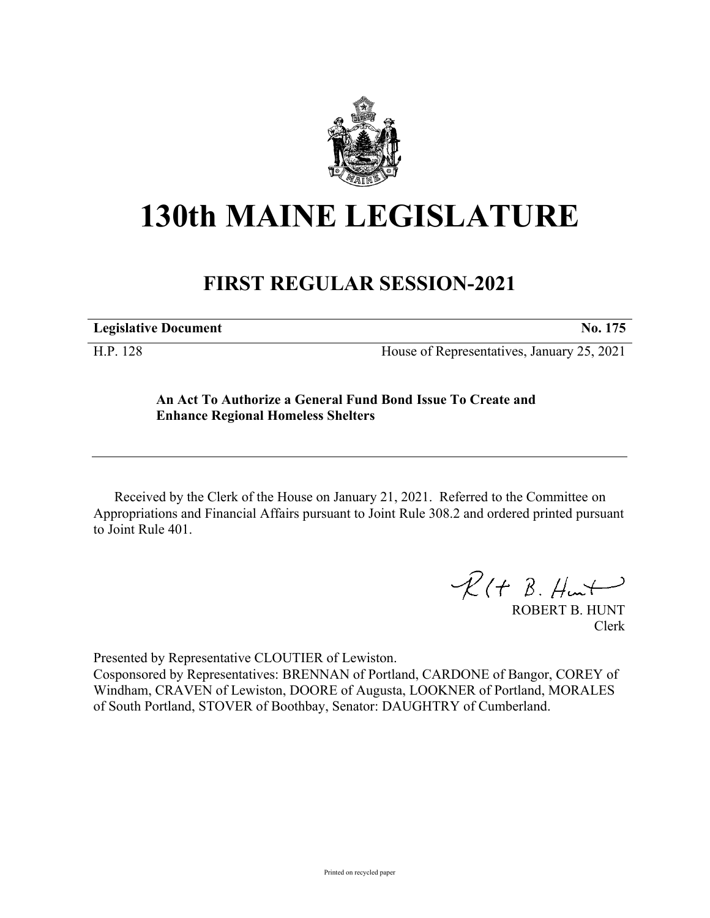# 130th MAINE LEGISLATURE

## FIRST REGULAR SESSION-2021

**Legislative Document** **No. 175**

H.P. 128 House of Representatives, January 25, 2021

**An Act To Authorize a General Fund Bond Issue To Create and Enhance Regional Homeless Shelters**

Received by the Clerk of the House on January 21, 2021. Referred to the Committee on Appropriations and Financial Affairs pursuant to Joint Rule 308.2 and ordered printed pursuant to Joint Rule 401.

ROBERT B. HUNT
Clerk

Presented by Representative CLOUTIER of Lewiston.
Cosponsored by Representatives: BRENNAN of Portland, CARDONE of Bangor, COREY of Windham, CRAVEN of Lewiston, DOORE of Augusta, LOOKNER of Portland, MORALES of South Portland, STOVER of Boothbay, Senator: DAUGHTRY of Cumberland.

Printed on recycled paper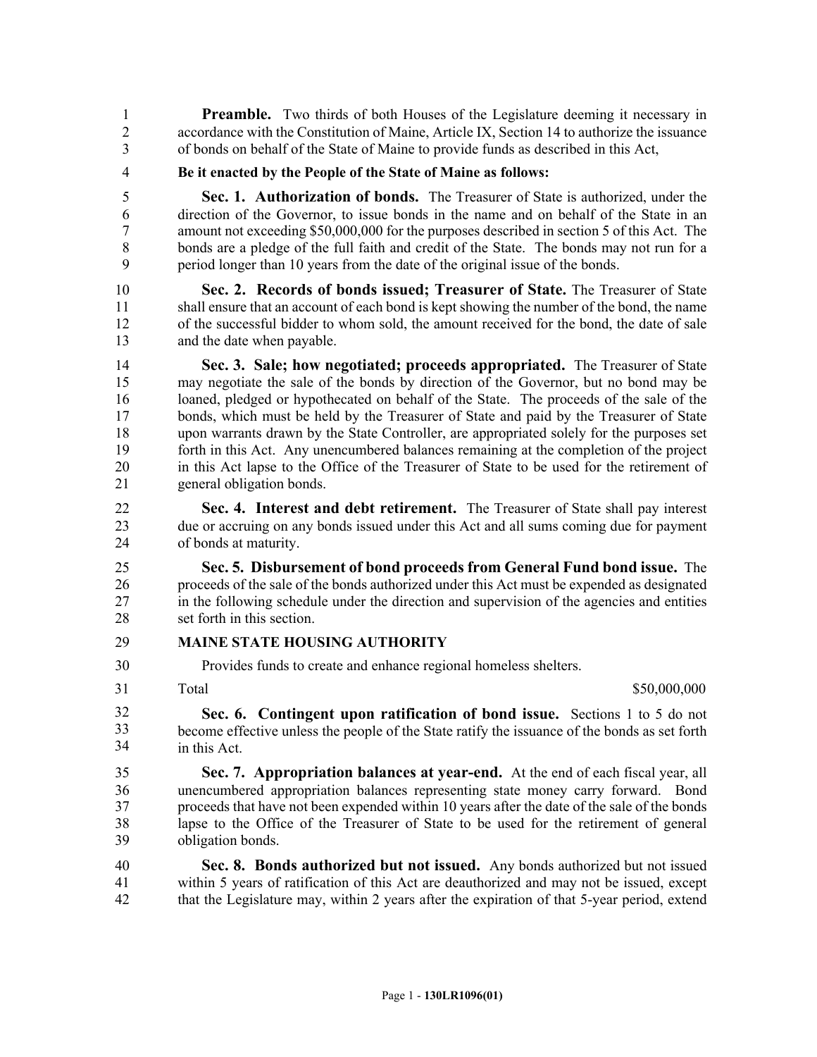**Preamble.** Two thirds of both Houses of the Legislature deeming it necessary in accordance with the Constitution of Maine, Article IX, Section 14 to authorize the issuance of bonds on behalf of the State of Maine to provide funds as described in this Act,

**Be it enacted by the People of the State of Maine as follows:**

**Sec. 1. Authorization of bonds.** The Treasurer of State is authorized, under the direction of the Governor, to issue bonds in the name and on behalf of the State in an amount not exceeding $50,000,000 for the purposes described in section 5 of this Act. The bonds are a pledge of the full faith and credit of the State. The bonds may not run for a period longer than 10 years from the date of the original issue of the bonds.

**Sec. 2. Records of bonds issued; Treasurer of State.** The Treasurer of State shall ensure that an account of each bond is kept showing the number of the bond, the name of the successful bidder to whom sold, the amount received for the bond, the date of sale and the date when payable.

**Sec. 3. Sale; how negotiated; proceeds appropriated.** The Treasurer of State may negotiate the sale of the bonds by direction of the Governor, but no bond may be loaned, pledged or hypothecated on behalf of the State. The proceeds of the sale of the bonds, which must be held by the Treasurer of State and paid by the Treasurer of State upon warrants drawn by the State Controller, are appropriated solely for the purposes set forth in this Act. Any unencumbered balances remaining at the completion of the project in this Act lapse to the Office of the Treasurer of State to be used for the retirement of general obligation bonds.

**Sec. 4. Interest and debt retirement.** The Treasurer of State shall pay interest due or accruing on any bonds issued under this Act and all sums coming due for payment of bonds at maturity.

**Sec. 5. Disbursement of bond proceeds from General Fund bond issue.** The proceeds of the sale of the bonds authorized under this Act must be expended as designated in the following schedule under the direction and supervision of the agencies and entities set forth in this section.

**MAINE STATE HOUSING AUTHORITY**

Provides funds to create and enhance regional homeless shelters.

| Total | $50,000,000 |
| --- | --- |

**Sec. 6. Contingent upon ratification of bond issue.** Sections 1 to 5 do not become effective unless the people of the State ratify the issuance of the bonds as set forth in this Act.

**Sec. 7. Appropriation balances at year-end.** At the end of each fiscal year, all unencumbered appropriation balances representing state money carry forward. Bond proceeds that have not been expended within 10 years after the date of the sale of the bonds lapse to the Office of the Treasurer of State to be used for the retirement of general obligation bonds.

**Sec. 8. Bonds authorized but not issued.** Any bonds authorized but not issued within 5 years of ratification of this Act are deauthorized and may not be issued, except that the Legislature may, within 2 years after the expiration of that 5-year period, extend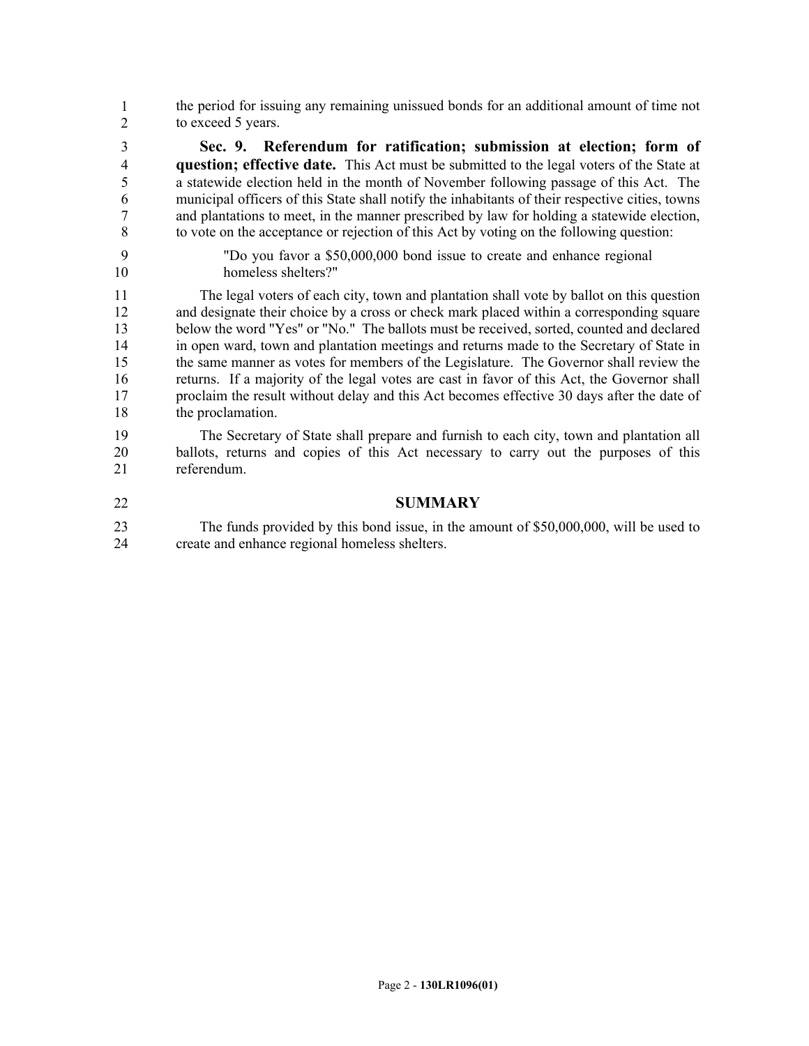the period for issuing any remaining unissued bonds for an additional amount of time not to exceed 5 years.

**Sec. 9. Referendum for ratification; submission at election; form of question; effective date.** This Act must be submitted to the legal voters of the State at a statewide election held in the month of November following passage of this Act. The municipal officers of this State shall notify the inhabitants of their respective cities, towns and plantations to meet, in the manner prescribed by law for holding a statewide election, to vote on the acceptance or rejection of this Act by voting on the following question:

> "Do you favor a $50,000,000 bond issue to create and enhance regional homeless shelters?"

The legal voters of each city, town and plantation shall vote by ballot on this question and designate their choice by a cross or check mark placed within a corresponding square below the word "Yes" or "No." The ballots must be received, sorted, counted and declared in open ward, town and plantation meetings and returns made to the Secretary of State in the same manner as votes for members of the Legislature. The Governor shall review the returns. If a majority of the legal votes are cast in favor of this Act, the Governor shall proclaim the result without delay and this Act becomes effective 30 days after the date of the proclamation.

The Secretary of State shall prepare and furnish to each city, town and plantation all ballots, returns and copies of this Act necessary to carry out the purposes of this referendum.

## SUMMARY

The funds provided by this bond issue, in the amount of $50,000,000, will be used to create and enhance regional homeless shelters.